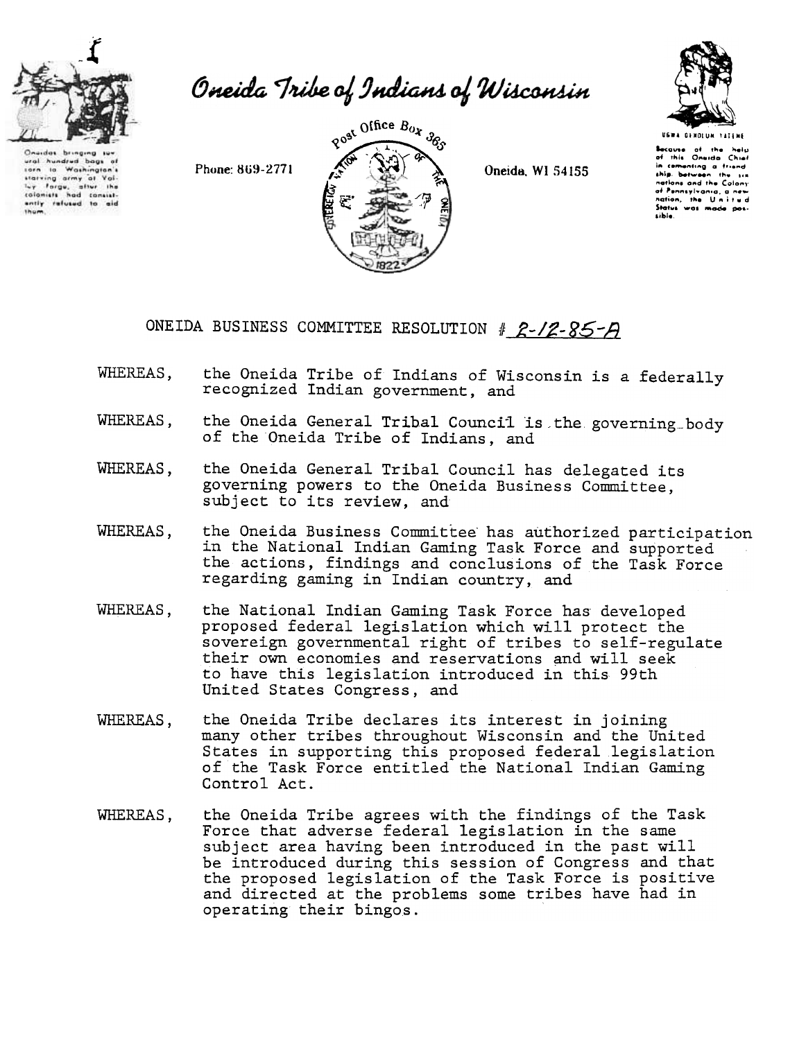# Oneida Tribe of Indians of Wisconsin

Oneidas bringing several hundred bags of corn to Washington's starving army at Valley Forge, after the colonists had consistently refused to aid them.

Phone: 869-2771

Post Office Box 365

Oneida, WI 54155

UGWA DEHOLUN YATEHE

Because of the help of this Oneida Chief in cementing a friendship between the six nations and the Colony of Pennsylvania, a new nation, the United States was made possible.

## ONEIDA BUSINESS COMMITTEE RESOLUTION # 2-12-85-A

WHEREAS, the Oneida Tribe of Indians of Wisconsin is a federally recognized Indian government, and

WHEREAS, the Oneida General Tribal Council is the governing body of the Oneida Tribe of Indians, and

WHEREAS, the Oneida General Tribal Council has delegated its governing powers to the Oneida Business Committee, subject to its review, and

WHEREAS, the Oneida Business Committee has authorized participation in the National Indian Gaming Task Force and supported the actions, findings and conclusions of the Task Force regarding gaming in Indian country, and

WHEREAS, the National Indian Gaming Task Force has developed proposed federal legislation which will protect the sovereign governmental right of tribes to self-regulate their own economies and reservations and will seek to have this legislation introduced in this 99th United States Congress, and

WHEREAS, the Oneida Tribe declares its interest in joining many other tribes throughout Wisconsin and the United States in supporting this proposed federal legislation of the Task Force entitled the National Indian Gaming Control Act.

WHEREAS, the Oneida Tribe agrees with the findings of the Task Force that adverse federal legislation in the same subject area having been introduced in the past will be introduced during this session of Congress and that the proposed legislation of the Task Force is positive and directed at the problems some tribes have had in operating their bingos.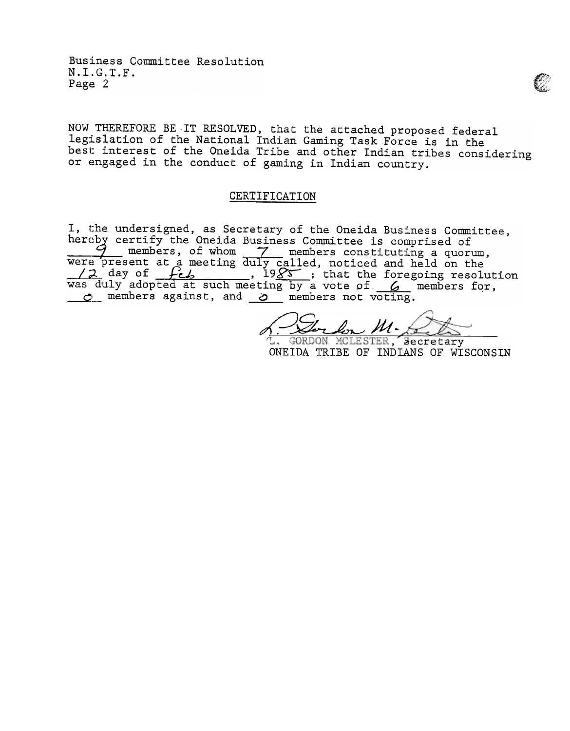Business Committee Resolution
N.I.G.T.F.
Page 2

NOW THEREFORE BE IT RESOLVED, that the attached proposed federal legislation of the National Indian Gaming Task Force is in the best interest of the Oneida Tribe and other Indian tribes considering or engaged in the conduct of gaming in Indian country.

## CERTIFICATION

I, the undersigned, as Secretary of the Oneida Business Committee, hereby certify the Oneida Business Committee is comprised of 9 members, of whom 7 members constituting a quorum, were present at a meeting duly called, noticed and held on the 12 day of Feb, 1985; that the foregoing resolution was duly adopted at such meeting by a vote of 6 members for, 0 members against, and 0 members not voting.

L. GORDON MCLESTER, Secretary
ONEIDA TRIBE OF INDIANS OF WISCONSIN